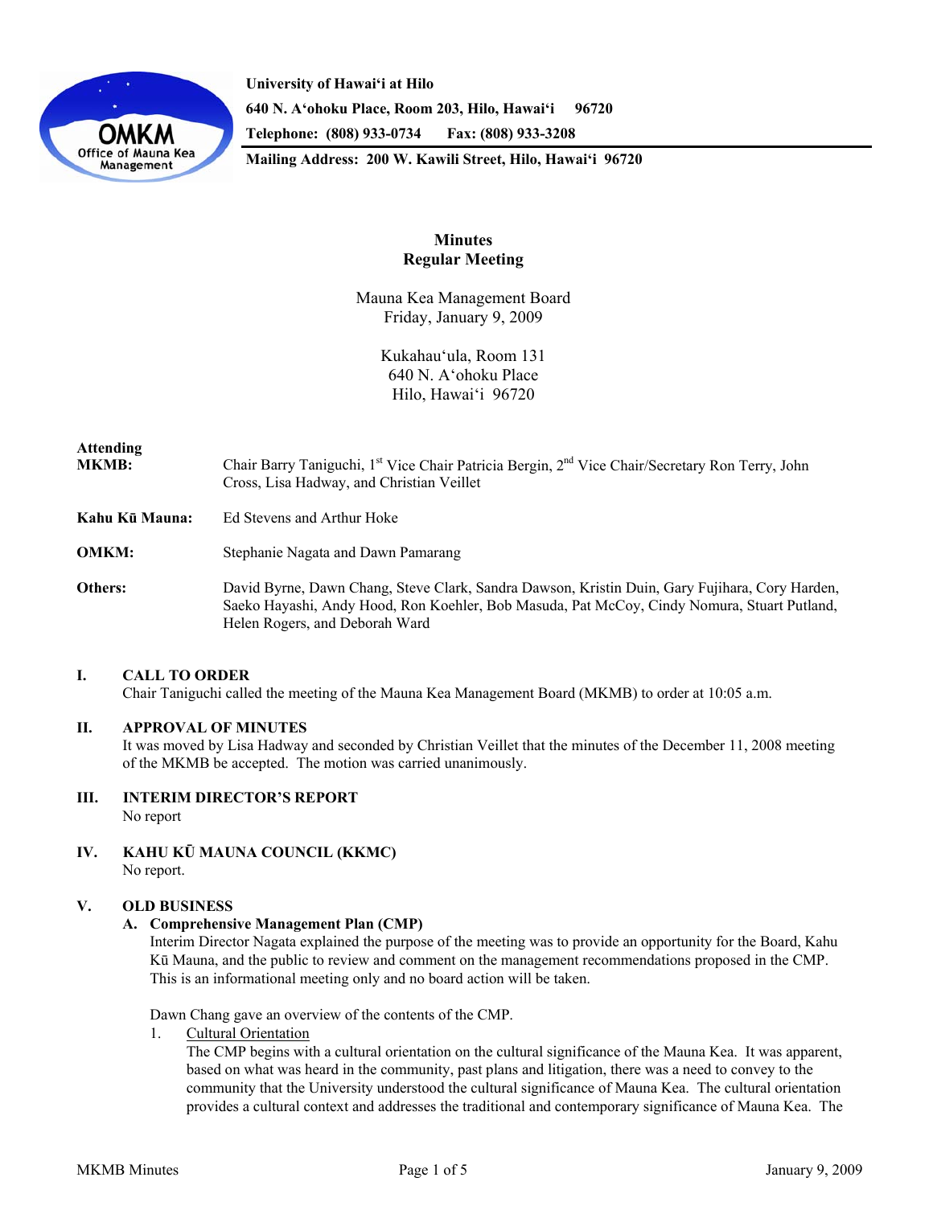**University of Hawai'i at Hilo**
**640 N. A'ohoku Place, Room 203, Hilo, Hawai'i 96720**
**Telephone: (808) 933-0734 Fax: (808) 933-3208**
**Mailing Address: 200 W. Kawili Street, Hilo, Hawai'i 96720**

OMKM
Office of Mauna Kea Management

# Minutes
## Regular Meeting

Mauna Kea Management Board
Friday, January 9, 2009

Kukahau'ula, Room 131
640 N. A'ohoku Place
Hilo, Hawai'i 96720

**Attending MKMB:** Chair Barry Taniguchi, 1st Vice Chair Patricia Bergin, 2nd Vice Chair/Secretary Ron Terry, John Cross, Lisa Hadway, and Christian Veillet

**Kahu Kū Mauna:** Ed Stevens and Arthur Hoke

**OMKM:** Stephanie Nagata and Dawn Pamarang

**Others:** David Byrne, Dawn Chang, Steve Clark, Sandra Dawson, Kristin Duin, Gary Fujihara, Cory Harden, Saeko Hayashi, Andy Hood, Ron Koehler, Bob Masuda, Pat McCoy, Cindy Nomura, Stuart Putland, Helen Rogers, and Deborah Ward

### I. CALL TO ORDER
Chair Taniguchi called the meeting of the Mauna Kea Management Board (MKMB) to order at 10:05 a.m.

### II. APPROVAL OF MINUTES
It was moved by Lisa Hadway and seconded by Christian Veillet that the minutes of the December 11, 2008 meeting of the MKMB be accepted. The motion was carried unanimously.

### III. INTERIM DIRECTOR'S REPORT
No report

### IV. KAHU KŪ MAUNA COUNCIL (KKMC)
No report.

### V. OLD BUSINESS

**A. Comprehensive Management Plan (CMP)**

Interim Director Nagata explained the purpose of the meeting was to provide an opportunity for the Board, Kahu Kū Mauna, and the public to review and comment on the management recommendations proposed in the CMP. This is an informational meeting only and no board action will be taken.

Dawn Chang gave an overview of the contents of the CMP.

1. Cultural Orientation

   The CMP begins with a cultural orientation on the cultural significance of the Mauna Kea. It was apparent, based on what was heard in the community, past plans and litigation, there was a need to convey to the community that the University understood the cultural significance of Mauna Kea. The cultural orientation provides a cultural context and addresses the traditional and contemporary significance of Mauna Kea. The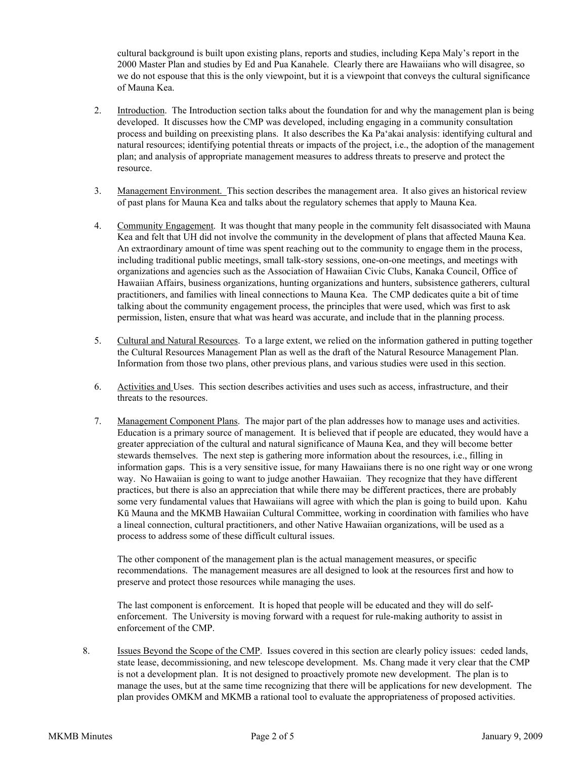cultural background is built upon existing plans, reports and studies, including Kepa Maly's report in the 2000 Master Plan and studies by Ed and Pua Kanahele. Clearly there are Hawaiians who will disagree, so we do not espouse that this is the only viewpoint, but it is a viewpoint that conveys the cultural significance of Mauna Kea.

2. Introduction. The Introduction section talks about the foundation for and why the management plan is being developed. It discusses how the CMP was developed, including engaging in a community consultation process and building on preexisting plans. It also describes the Ka Pa'akai analysis: identifying cultural and natural resources; identifying potential threats or impacts of the project, i.e., the adoption of the management plan; and analysis of appropriate management measures to address threats to preserve and protect the resource.

3. Management Environment. This section describes the management area. It also gives an historical review of past plans for Mauna Kea and talks about the regulatory schemes that apply to Mauna Kea.

4. Community Engagement. It was thought that many people in the community felt disassociated with Mauna Kea and felt that UH did not involve the community in the development of plans that affected Mauna Kea. An extraordinary amount of time was spent reaching out to the community to engage them in the process, including traditional public meetings, small talk-story sessions, one-on-one meetings, and meetings with organizations and agencies such as the Association of Hawaiian Civic Clubs, Kanaka Council, Office of Hawaiian Affairs, business organizations, hunting organizations and hunters, subsistence gatherers, cultural practitioners, and families with lineal connections to Mauna Kea. The CMP dedicates quite a bit of time talking about the community engagement process, the principles that were used, which was first to ask permission, listen, ensure that what was heard was accurate, and include that in the planning process.

5. Cultural and Natural Resources. To a large extent, we relied on the information gathered in putting together the Cultural Resources Management Plan as well as the draft of the Natural Resource Management Plan. Information from those two plans, other previous plans, and various studies were used in this section.

6. Activities and Uses. This section describes activities and uses such as access, infrastructure, and their threats to the resources.

7. Management Component Plans. The major part of the plan addresses how to manage uses and activities. Education is a primary source of management. It is believed that if people are educated, they would have a greater appreciation of the cultural and natural significance of Mauna Kea, and they will become better stewards themselves. The next step is gathering more information about the resources, i.e., filling in information gaps. This is a very sensitive issue, for many Hawaiians there is no one right way or one wrong way. No Hawaiian is going to want to judge another Hawaiian. They recognize that they have different practices, but there is also an appreciation that while there may be different practices, there are probably some very fundamental values that Hawaiians will agree with which the plan is going to build upon. Kahu Kū Mauna and the MKMB Hawaiian Cultural Committee, working in coordination with families who have a lineal connection, cultural practitioners, and other Native Hawaiian organizations, will be used as a process to address some of these difficult cultural issues.

   The other component of the management plan is the actual management measures, or specific recommendations. The management measures are all designed to look at the resources first and how to preserve and protect those resources while managing the uses.

   The last component is enforcement. It is hoped that people will be educated and they will do self-enforcement. The University is moving forward with a request for rule-making authority to assist in enforcement of the CMP.

8. Issues Beyond the Scope of the CMP. Issues covered in this section are clearly policy issues: ceded lands, state lease, decommissioning, and new telescope development. Ms. Chang made it very clear that the CMP is not a development plan. It is not designed to proactively promote new development. The plan is to manage the uses, but at the same time recognizing that there will be applications for new development. The plan provides OMKM and MKMB a rational tool to evaluate the appropriateness of proposed activities.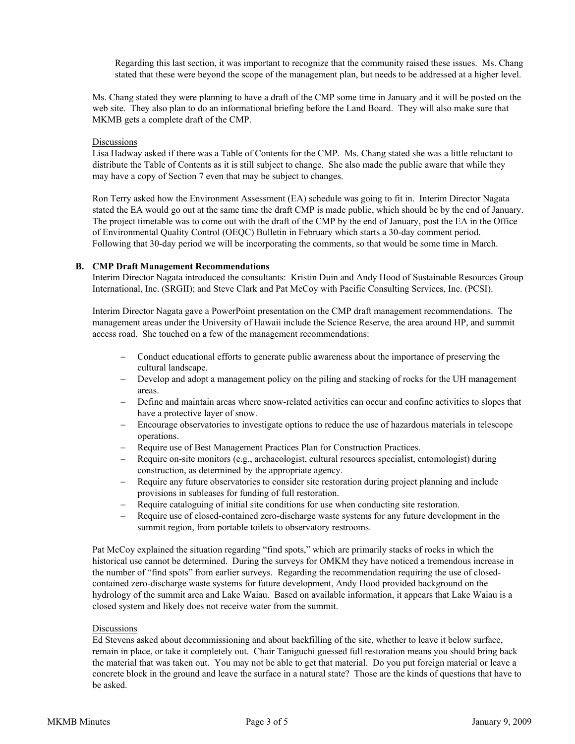Regarding this last section, it was important to recognize that the community raised these issues. Ms. Chang stated that these were beyond the scope of the management plan, but needs to be addressed at a higher level.

Ms. Chang stated they were planning to have a draft of the CMP some time in January and it will be posted on the web site. They also plan to do an informational briefing before the Land Board. They will also make sure that MKMB gets a complete draft of the CMP.

Discussions

Lisa Hadway asked if there was a Table of Contents for the CMP. Ms. Chang stated she was a little reluctant to distribute the Table of Contents as it is still subject to change. She also made the public aware that while they may have a copy of Section 7 even that may be subject to changes.

Ron Terry asked how the Environment Assessment (EA) schedule was going to fit in. Interim Director Nagata stated the EA would go out at the same time the draft CMP is made public, which should be by the end of January. The project timetable was to come out with the draft of the CMP by the end of January, post the EA in the Office of Environmental Quality Control (OEQC) Bulletin in February which starts a 30-day comment period. Following that 30-day period we will be incorporating the comments, so that would be some time in March.

**B. CMP Draft Management Recommendations**

Interim Director Nagata introduced the consultants: Kristin Duin and Andy Hood of Sustainable Resources Group International, Inc. (SRGII); and Steve Clark and Pat McCoy with Pacific Consulting Services, Inc. (PCSI).

Interim Director Nagata gave a PowerPoint presentation on the CMP draft management recommendations. The management areas under the University of Hawaii include the Science Reserve, the area around HP, and summit access road. She touched on a few of the management recommendations:

- Conduct educational efforts to generate public awareness about the importance of preserving the cultural landscape.
- Develop and adopt a management policy on the piling and stacking of rocks for the UH management areas.
- Define and maintain areas where snow-related activities can occur and confine activities to slopes that have a protective layer of snow.
- Encourage observatories to investigate options to reduce the use of hazardous materials in telescope operations.
- Require use of Best Management Practices Plan for Construction Practices.
- Require on-site monitors (e.g., archaeologist, cultural resources specialist, entomologist) during construction, as determined by the appropriate agency.
- Require any future observatories to consider site restoration during project planning and include provisions in subleases for funding of full restoration.
- Require cataloguing of initial site conditions for use when conducting site restoration.
- Require use of closed-contained zero-discharge waste systems for any future development in the summit region, from portable toilets to observatory restrooms.

Pat McCoy explained the situation regarding "find spots," which are primarily stacks of rocks in which the historical use cannot be determined. During the surveys for OMKM they have noticed a tremendous increase in the number of "find spots" from earlier surveys. Regarding the recommendation requiring the use of closed-contained zero-discharge waste systems for future development, Andy Hood provided background on the hydrology of the summit area and Lake Waiau. Based on available information, it appears that Lake Waiau is a closed system and likely does not receive water from the summit.

Discussions

Ed Stevens asked about decommissioning and about backfilling of the site, whether to leave it below surface, remain in place, or take it completely out. Chair Taniguchi guessed full restoration means you should bring back the material that was taken out. You may not be able to get that material. Do you put foreign material or leave a concrete block in the ground and leave the surface in a natural state? Those are the kinds of questions that have to be asked.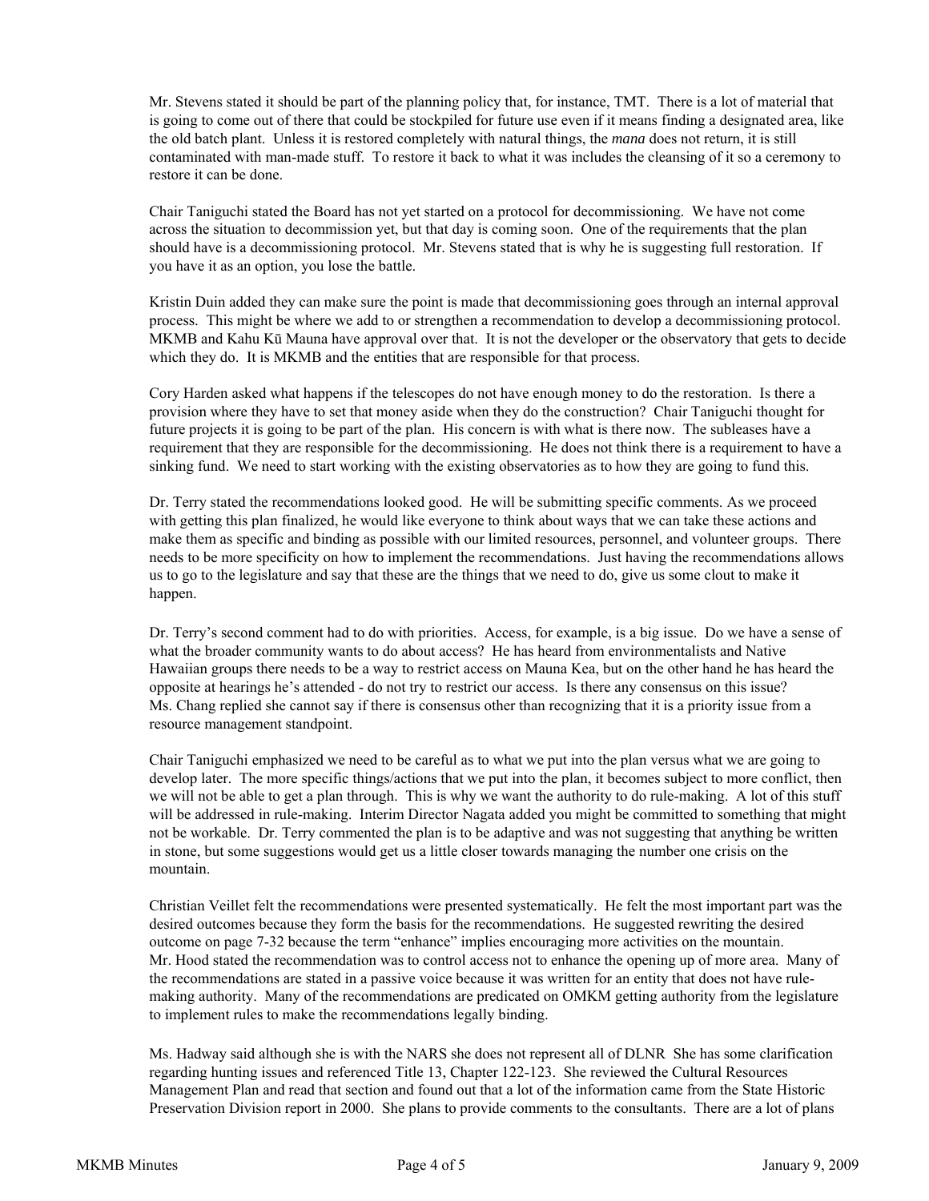Mr. Stevens stated it should be part of the planning policy that, for instance, TMT. There is a lot of material that is going to come out of there that could be stockpiled for future use even if it means finding a designated area, like the old batch plant. Unless it is restored completely with natural things, the *mana* does not return, it is still contaminated with man-made stuff. To restore it back to what it was includes the cleansing of it so a ceremony to restore it can be done.

Chair Taniguchi stated the Board has not yet started on a protocol for decommissioning. We have not come across the situation to decommission yet, but that day is coming soon. One of the requirements that the plan should have is a decommissioning protocol. Mr. Stevens stated that is why he is suggesting full restoration. If you have it as an option, you lose the battle.

Kristin Duin added they can make sure the point is made that decommissioning goes through an internal approval process. This might be where we add to or strengthen a recommendation to develop a decommissioning protocol. MKMB and Kahu Kū Mauna have approval over that. It is not the developer or the observatory that gets to decide which they do. It is MKMB and the entities that are responsible for that process.

Cory Harden asked what happens if the telescopes do not have enough money to do the restoration. Is there a provision where they have to set that money aside when they do the construction? Chair Taniguchi thought for future projects it is going to be part of the plan. His concern is with what is there now. The subleases have a requirement that they are responsible for the decommissioning. He does not think there is a requirement to have a sinking fund. We need to start working with the existing observatories as to how they are going to fund this.

Dr. Terry stated the recommendations looked good. He will be submitting specific comments. As we proceed with getting this plan finalized, he would like everyone to think about ways that we can take these actions and make them as specific and binding as possible with our limited resources, personnel, and volunteer groups. There needs to be more specificity on how to implement the recommendations. Just having the recommendations allows us to go to the legislature and say that these are the things that we need to do, give us some clout to make it happen.

Dr. Terry's second comment had to do with priorities. Access, for example, is a big issue. Do we have a sense of what the broader community wants to do about access? He has heard from environmentalists and Native Hawaiian groups there needs to be a way to restrict access on Mauna Kea, but on the other hand he has heard the opposite at hearings he's attended - do not try to restrict our access. Is there any consensus on this issue? Ms. Chang replied she cannot say if there is consensus other than recognizing that it is a priority issue from a resource management standpoint.

Chair Taniguchi emphasized we need to be careful as to what we put into the plan versus what we are going to develop later. The more specific things/actions that we put into the plan, it becomes subject to more conflict, then we will not be able to get a plan through. This is why we want the authority to do rule-making. A lot of this stuff will be addressed in rule-making. Interim Director Nagata added you might be committed to something that might not be workable. Dr. Terry commented the plan is to be adaptive and was not suggesting that anything be written in stone, but some suggestions would get us a little closer towards managing the number one crisis on the mountain.

Christian Veillet felt the recommendations were presented systematically. He felt the most important part was the desired outcomes because they form the basis for the recommendations. He suggested rewriting the desired outcome on page 7-32 because the term "enhance" implies encouraging more activities on the mountain. Mr. Hood stated the recommendation was to control access not to enhance the opening up of more area. Many of the recommendations are stated in a passive voice because it was written for an entity that does not have rule-making authority. Many of the recommendations are predicated on OMKM getting authority from the legislature to implement rules to make the recommendations legally binding.

Ms. Hadway said although she is with the NARS she does not represent all of DLNR She has some clarification regarding hunting issues and referenced Title 13, Chapter 122-123. She reviewed the Cultural Resources Management Plan and read that section and found out that a lot of the information came from the State Historic Preservation Division report in 2000. She plans to provide comments to the consultants. There are a lot of plans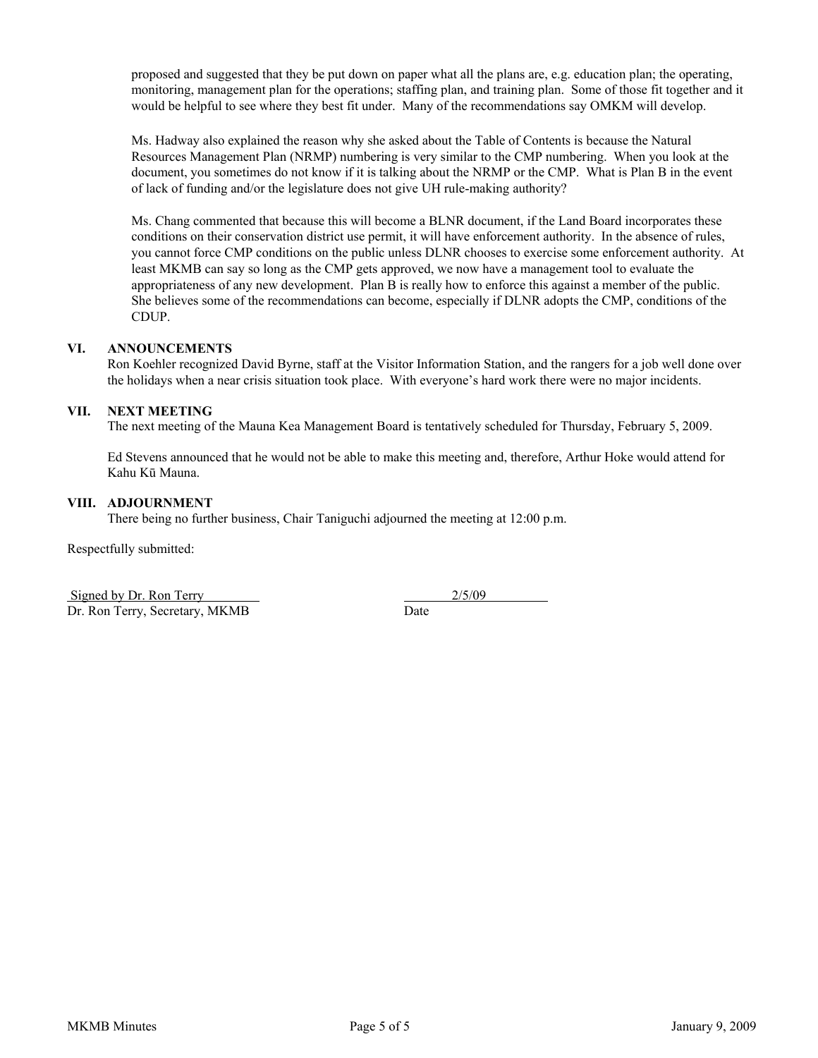proposed and suggested that they be put down on paper what all the plans are, e.g. education plan; the operating, monitoring, management plan for the operations; staffing plan, and training plan. Some of those fit together and it would be helpful to see where they best fit under. Many of the recommendations say OMKM will develop.

Ms. Hadway also explained the reason why she asked about the Table of Contents is because the Natural Resources Management Plan (NRMP) numbering is very similar to the CMP numbering. When you look at the document, you sometimes do not know if it is talking about the NRMP or the CMP. What is Plan B in the event of lack of funding and/or the legislature does not give UH rule-making authority?

Ms. Chang commented that because this will become a BLNR document, if the Land Board incorporates these conditions on their conservation district use permit, it will have enforcement authority. In the absence of rules, you cannot force CMP conditions on the public unless DLNR chooses to exercise some enforcement authority. At least MKMB can say so long as the CMP gets approved, we now have a management tool to evaluate the appropriateness of any new development. Plan B is really how to enforce this against a member of the public. She believes some of the recommendations can become, especially if DLNR adopts the CMP, conditions of the CDUP.

## VI. ANNOUNCEMENTS

Ron Koehler recognized David Byrne, staff at the Visitor Information Station, and the rangers for a job well done over the holidays when a near crisis situation took place. With everyone's hard work there were no major incidents.

## VII. NEXT MEETING

The next meeting of the Mauna Kea Management Board is tentatively scheduled for Thursday, February 5, 2009.

Ed Stevens announced that he would not be able to make this meeting and, therefore, Arthur Hoke would attend for Kahu Kū Mauna.

## VIII. ADJOURNMENT

There being no further business, Chair Taniguchi adjourned the meeting at 12:00 p.m.

Respectfully submitted:

Signed by Dr. Ron Terry — 2/5/09

Dr. Ron Terry, Secretary, MKMB — Date